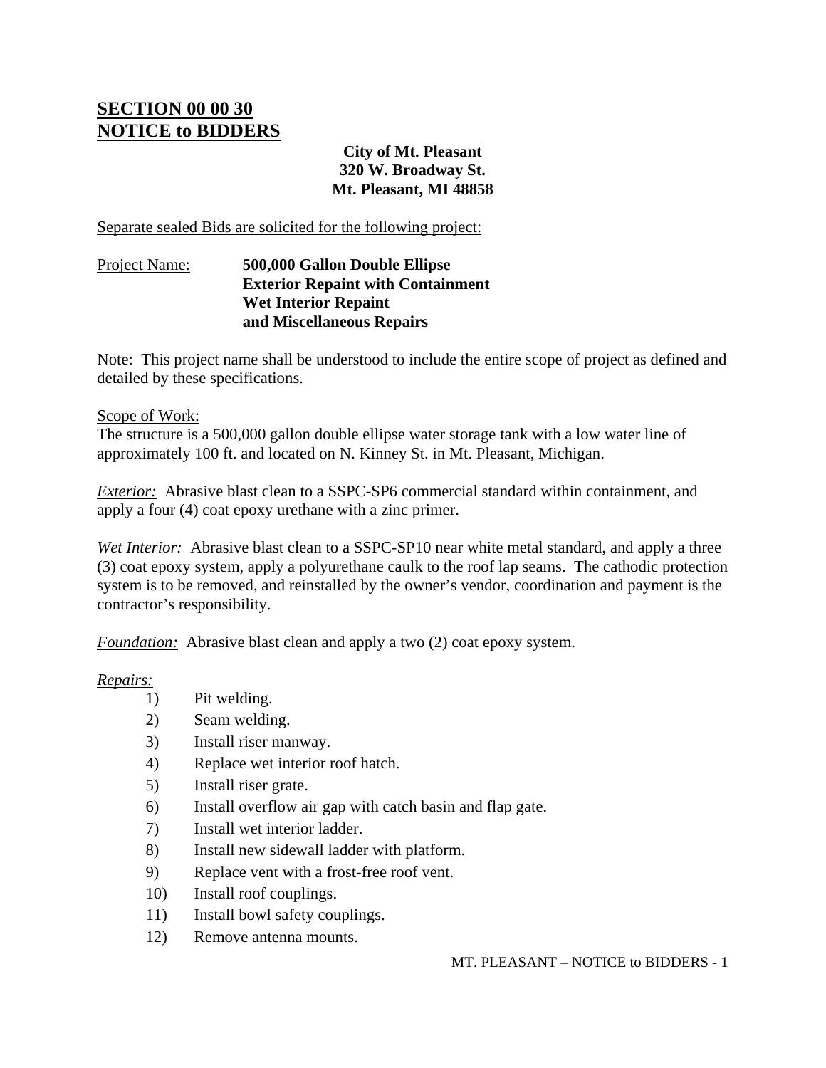# SECTION 00 00 30
# NOTICE to BIDDERS

**City of Mt. Pleasant**
**320 W. Broadway St.**
**Mt. Pleasant, MI 48858**

Separate sealed Bids are solicited for the following project:

Project Name: **500,000 Gallon Double Ellipse**
**Exterior Repaint with Containment**
**Wet Interior Repaint**
**and Miscellaneous Repairs**

Note: This project name shall be understood to include the entire scope of project as defined and detailed by these specifications.

Scope of Work:
The structure is a 500,000 gallon double ellipse water storage tank with a low water line of approximately 100 ft. and located on N. Kinney St. in Mt. Pleasant, Michigan.

*Exterior:* Abrasive blast clean to a SSPC-SP6 commercial standard within containment, and apply a four (4) coat epoxy urethane with a zinc primer.

*Wet Interior:* Abrasive blast clean to a SSPC-SP10 near white metal standard, and apply a three (3) coat epoxy system, apply a polyurethane caulk to the roof lap seams. The cathodic protection system is to be removed, and reinstalled by the owner's vendor, coordination and payment is the contractor's responsibility.

*Foundation:* Abrasive blast clean and apply a two (2) coat epoxy system.

*Repairs:*

1) Pit welding.
2) Seam welding.
3) Install riser manway.
4) Replace wet interior roof hatch.
5) Install riser grate.
6) Install overflow air gap with catch basin and flap gate.
7) Install wet interior ladder.
8) Install new sidewall ladder with platform.
9) Replace vent with a frost-free roof vent.
10) Install roof couplings.
11) Install bowl safety couplings.
12) Remove antenna mounts.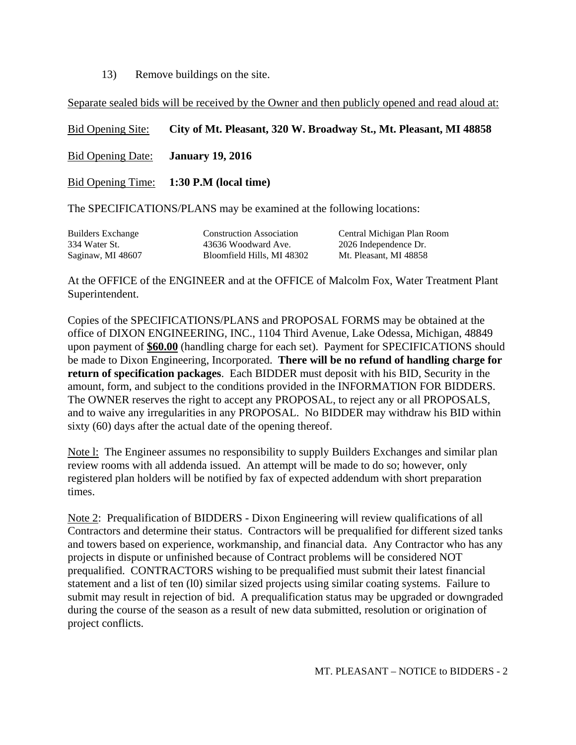13) Remove buildings on the site.

Separate sealed bids will be received by the Owner and then publicly opened and read aloud at:

Bid Opening Site: **City of Mt. Pleasant, 320 W. Broadway St., Mt. Pleasant, MI 48858**

Bid Opening Date: **January 19, 2016**

Bid Opening Time: **1:30 P.M (local time)**

The SPECIFICATIONS/PLANS may be examined at the following locations:

| | | |
|---|---|---|
| Builders Exchange<br>334 Water St.<br>Saginaw, MI 48607 | Construction Association<br>43636 Woodward Ave.<br>Bloomfield Hills, MI 48302 | Central Michigan Plan Room<br>2026 Independence Dr.<br>Mt. Pleasant, MI 48858 |

At the OFFICE of the ENGINEER and at the OFFICE of Malcolm Fox, Water Treatment Plant Superintendent.

Copies of the SPECIFICATIONS/PLANS and PROPOSAL FORMS may be obtained at the office of DIXON ENGINEERING, INC., 1104 Third Avenue, Lake Odessa, Michigan, 48849 upon payment of **$60.00** (handling charge for each set). Payment for SPECIFICATIONS should be made to Dixon Engineering, Incorporated. **There will be no refund of handling charge for return of specification packages**. Each BIDDER must deposit with his BID, Security in the amount, form, and subject to the conditions provided in the INFORMATION FOR BIDDERS. The OWNER reserves the right to accept any PROPOSAL, to reject any or all PROPOSALS, and to waive any irregularities in any PROPOSAL. No BIDDER may withdraw his BID within sixty (60) days after the actual date of the opening thereof.

Note l: The Engineer assumes no responsibility to supply Builders Exchanges and similar plan review rooms with all addenda issued. An attempt will be made to do so; however, only registered plan holders will be notified by fax of expected addendum with short preparation times.

Note 2: Prequalification of BIDDERS - Dixon Engineering will review qualifications of all Contractors and determine their status. Contractors will be prequalified for different sized tanks and towers based on experience, workmanship, and financial data. Any Contractor who has any projects in dispute or unfinished because of Contract problems will be considered NOT prequalified. CONTRACTORS wishing to be prequalified must submit their latest financial statement and a list of ten (l0) similar sized projects using similar coating systems. Failure to submit may result in rejection of bid. A prequalification status may be upgraded or downgraded during the course of the season as a result of new data submitted, resolution or origination of project conflicts.